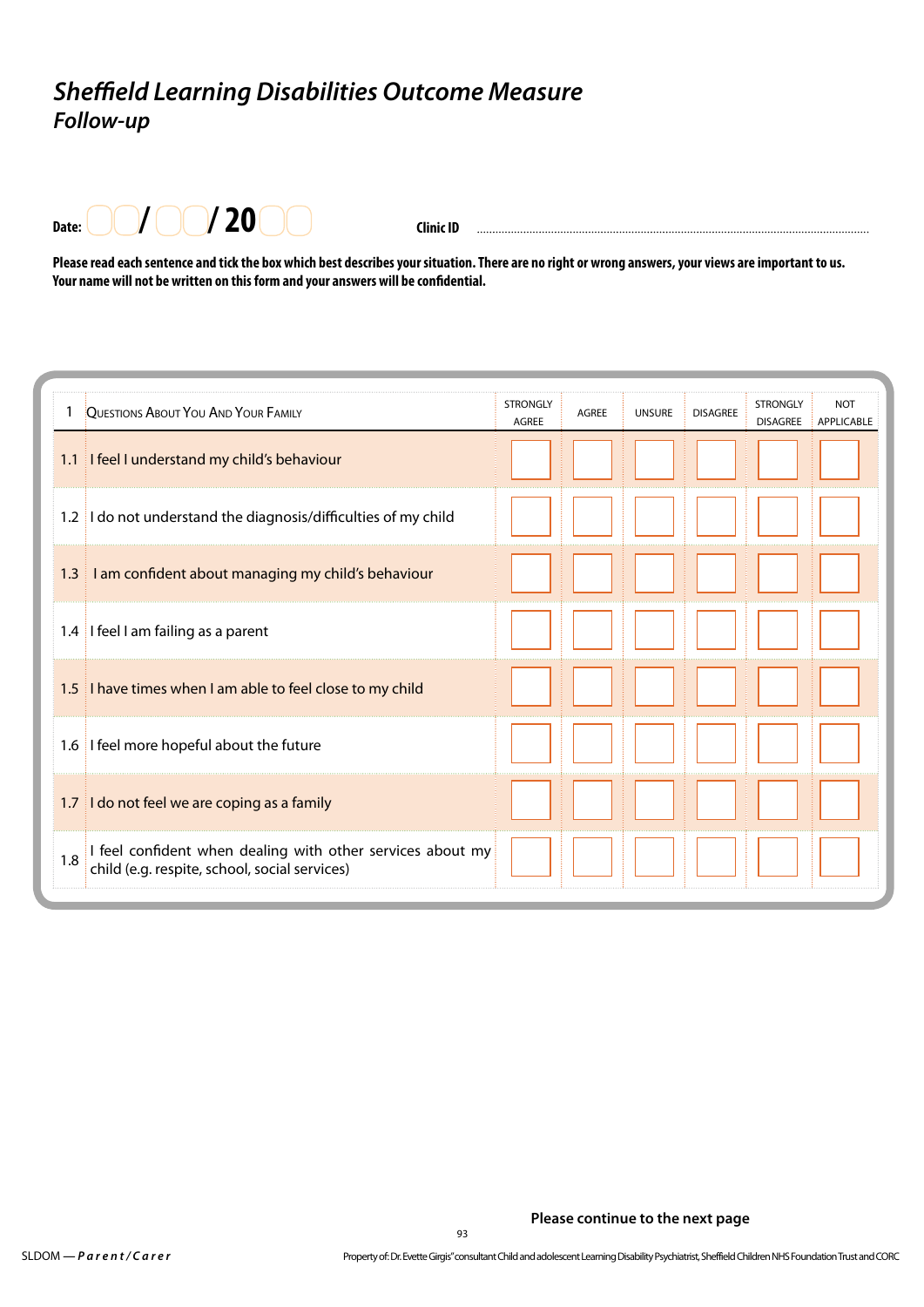# *Sheffield Learning Disabilities Outcome Measure*
## *Follow-up*

**Date:** / / 20 **Clinic ID** ..........................................................................................................................................

**Please read each sentence and tick the box which best describes your situation. There are no right or wrong answers, your views are important to us. Your name will not be written on this form and your answers will be confidential.**

| 1 | Questions About You And Your Family | STRONGLY AGREE | AGREE | UNSURE | DISAGREE | STRONGLY DISAGREE | NOT APPLICABLE |
|---|---|---|---|---|---|---|---|
| 1.1 | I feel I understand my child's behaviour | | | | | | |
| 1.2 | I do not understand the diagnosis/difficulties of my child | | | | | | |
| 1.3 | I am confident about managing my child's behaviour | | | | | | |
| 1.4 | I feel I am failing as a parent | | | | | | |
| 1.5 | I have times when I am able to feel close to my child | | | | | | |
| 1.6 | I feel more hopeful about the future | | | | | | |
| 1.7 | I do not feel we are coping as a family | | | | | | |
| 1.8 | I feel confident when dealing with other services about my child (e.g. respite, school, social services) | | | | | | |

**Please continue to the next page**

SLDOM — ***Parent/Carer***

Property of: Dr. Evette Girgis" consultant Child and adolescent Learning Disability Psychiatrist, Sheffield Children NHS Foundation Trust and CORC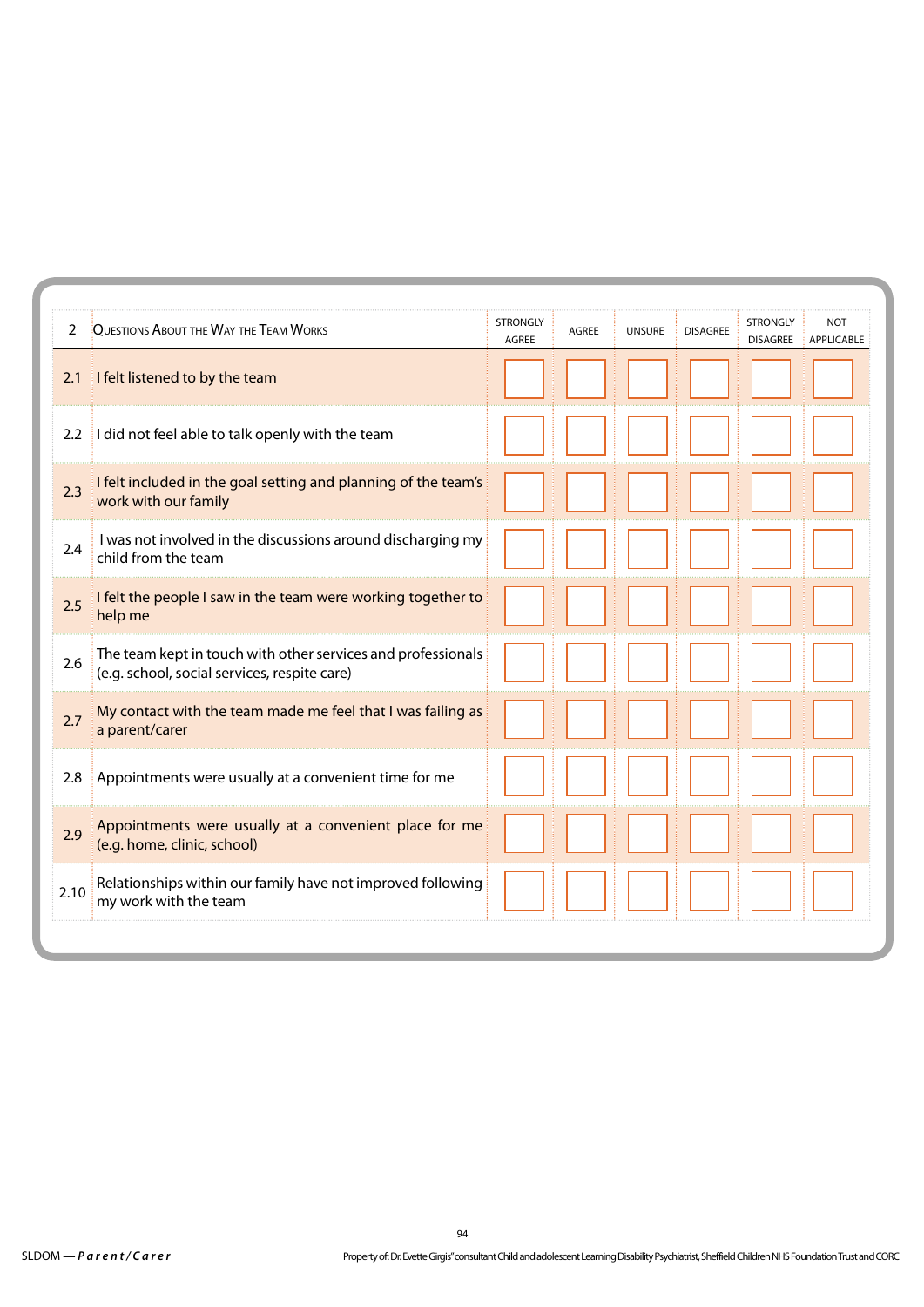| 2 | Questions About the Way the Team Works | STRONGLY AGREE | AGREE | UNSURE | DISAGREE | STRONGLY DISAGREE | NOT APPLICABLE |
|---|---|---|---|---|---|---|---|
| 2.1 | I felt listened to by the team | | | | | | |
| 2.2 | I did not feel able to talk openly with the team | | | | | | |
| 2.3 | I felt included in the goal setting and planning of the team's work with our family | | | | | | |
| 2.4 | I was not involved in the discussions around discharging my child from the team | | | | | | |
| 2.5 | I felt the people I saw in the team were working together to help me | | | | | | |
| 2.6 | The team kept in touch with other services and professionals (e.g. school, social services, respite care) | | | | | | |
| 2.7 | My contact with the team made me feel that I was failing as a parent/carer | | | | | | |
| 2.8 | Appointments were usually at a convenient time for me | | | | | | |
| 2.9 | Appointments were usually at a convenient place for me (e.g. home, clinic, school) | | | | | | |
| 2.10 | Relationships within our family have not improved following my work with the team | | | | | | |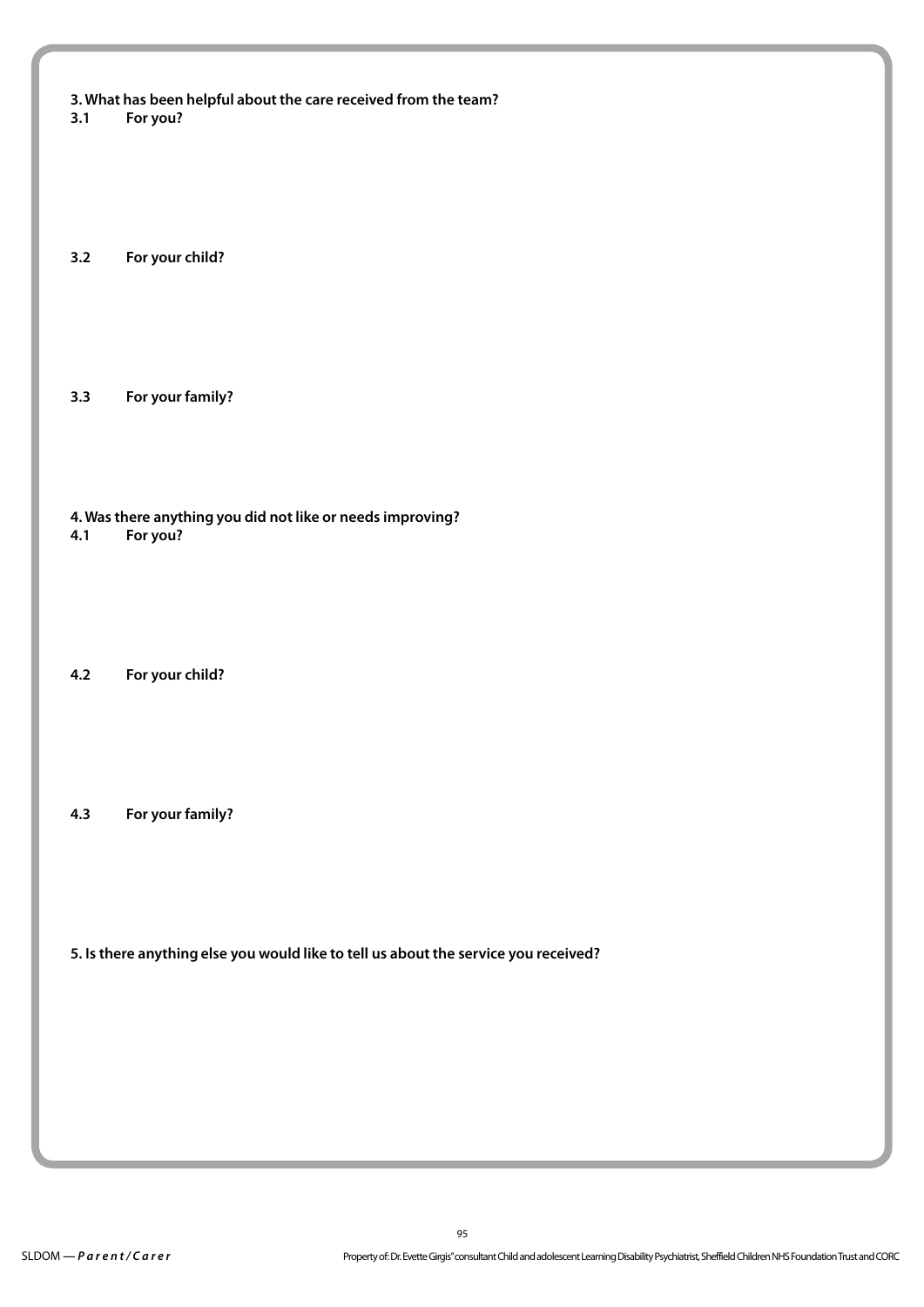**3. What has been helpful about the care received from the team?**

**3.1 For you?**

**3.2 For your child?**

**3.3 For your family?**

**4. Was there anything you did not like or needs improving?**

**4.1 For you?**

**4.2 For your child?**

**4.3 For your family?**

**5. Is there anything else you would like to tell us about the service you received?**